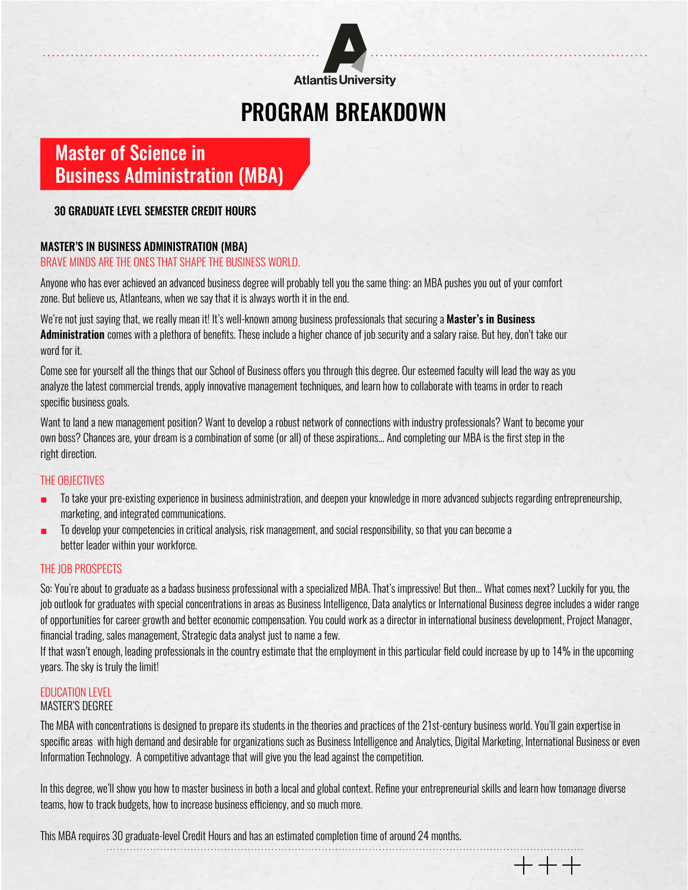Atlantis University

# PROGRAM BREAKDOWN

## Master of Science in Business Administration (MBA)

**30 GRADUATE LEVEL SEMESTER CREDIT HOURS**

### MASTER'S IN BUSINESS ADMINISTRATION (MBA)

BRAVE MINDS ARE THE ONES THAT SHAPE THE BUSINESS WORLD.

Anyone who has ever achieved an advanced business degree will probably tell you the same thing: an MBA pushes you out of your comfort zone. But believe us, Atlanteans, when we say that it is always worth it in the end.

We're not just saying that, we really mean it! It's well-known among business professionals that securing a **Master's in Business Administration** comes with a plethora of benefits. These include a higher chance of job security and a salary raise. But hey, don't take our word for it.

Come see for yourself all the things that our School of Business offers you through this degree. Our esteemed faculty will lead the way as you analyze the latest commercial trends, apply innovative management techniques, and learn how to collaborate with teams in order to reach specific business goals.

Want to land a new management position? Want to develop a robust network of connections with industry professionals? Want to become your own boss? Chances are, your dream is a combination of some (or all) of these aspirations... And completing our MBA is the first step in the right direction.

### THE OBJECTIVES

- To take your pre-existing experience in business administration, and deepen your knowledge in more advanced subjects regarding entrepreneurship, marketing, and integrated communications.
- To develop your competencies in critical analysis, risk management, and social responsibility, so that you can become a better leader within your workforce.

### THE JOB PROSPECTS

So: You're about to graduate as a badass business professional with a specialized MBA. That's impressive! But then... What comes next? Luckily for you, the job outlook for graduates with special concentrations in areas as Business Intelligence, Data analytics or International Business degree includes a wider range of opportunities for career growth and better economic compensation. You could work as a director in international business development, Project Manager, financial trading, sales management, Strategic data analyst just to name a few.
If that wasn't enough, leading professionals in the country estimate that the employment in this particular field could increase by up to 14% in the upcoming years. The sky is truly the limit!

### EDUCATION LEVEL

MASTER'S DEGREE

The MBA with concentrations is designed to prepare its students in the theories and practices of the 21st-century business world. You'll gain expertise in specific areas with high demand and desirable for organizations such as Business Intelligence and Analytics, Digital Marketing, International Business or even Information Technology. A competitive advantage that will give you the lead against the competition.

In this degree, we'll show you how to master business in both a local and global context. Refine your entrepreneurial skills and learn how tomanage diverse teams, how to track budgets, how to increase business efficiency, and so much more.

This MBA requires 30 graduate-level Credit Hours and has an estimated completion time of around 24 months.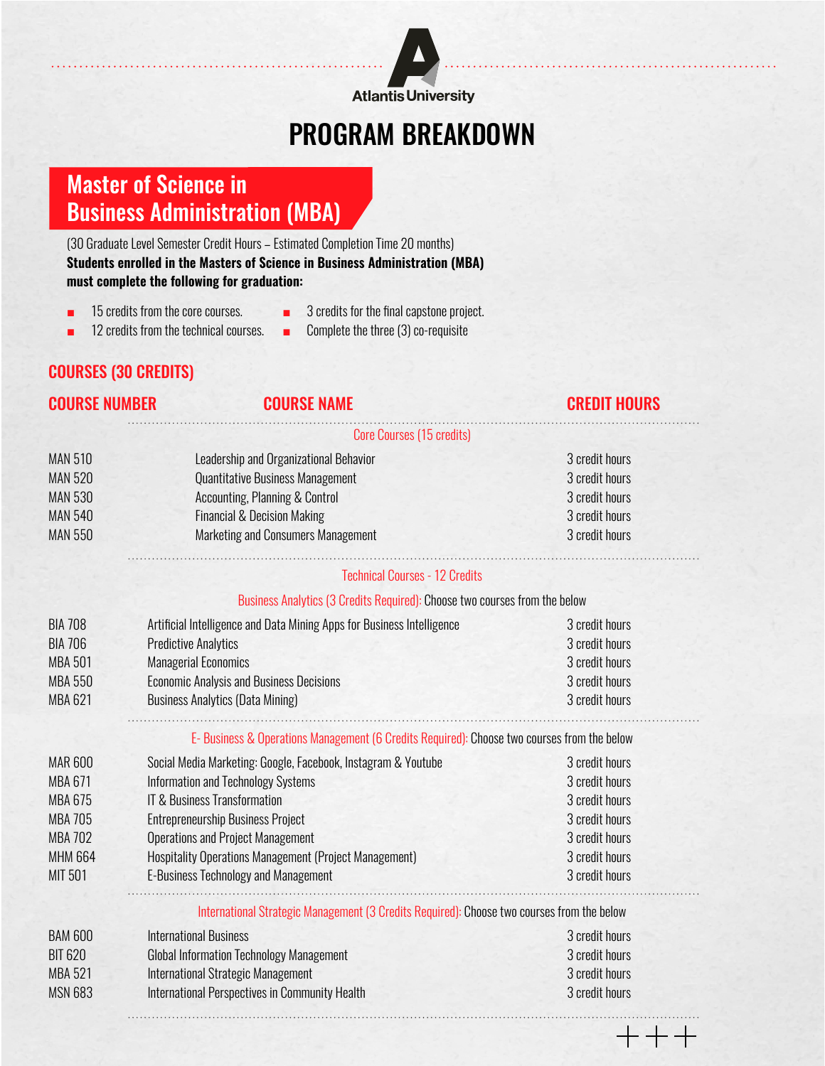Atlantis University

# PROGRAM BREAKDOWN

## Master of Science in Business Administration (MBA)

(30 Graduate Level Semester Credit Hours – Estimated Completion Time 20 months)

**Students enrolled in the Masters of Science in Business Administration (MBA) must complete the following for graduation:**

- 15 credits from the core courses.
- 12 credits from the technical courses.
- 3 credits for the final capstone project.
- Complete the three (3) co-requisite

## COURSES (30 CREDITS)

| COURSE NUMBER | COURSE NAME | CREDIT HOURS |
|---|---|---|
| | **Core Courses (15 credits)** | |
| MAN 510 | Leadership and Organizational Behavior | 3 credit hours |
| MAN 520 | Quantitative Business Management | 3 credit hours |
| MAN 530 | Accounting, Planning & Control | 3 credit hours |
| MAN 540 | Financial & Decision Making | 3 credit hours |
| MAN 550 | Marketing and Consumers Management | 3 credit hours |
| | **Technical Courses - 12 Credits** | |
| | **Business Analytics (3 Credits Required):** Choose two courses from the below | |
| BIA 708 | Artificial Intelligence and Data Mining Apps for Business Intelligence | 3 credit hours |
| BIA 706 | Predictive Analytics | 3 credit hours |
| MBA 501 | Managerial Economics | 3 credit hours |
| MBA 550 | Economic Analysis and Business Decisions | 3 credit hours |
| MBA 621 | Business Analytics (Data Mining) | 3 credit hours |
| | **E- Business & Operations Management (6 Credits Required):** Choose two courses from the below | |
| MAR 600 | Social Media Marketing: Google, Facebook, Instagram & Youtube | 3 credit hours |
| MBA 671 | Information and Technology Systems | 3 credit hours |
| MBA 675 | IT & Business Transformation | 3 credit hours |
| MBA 705 | Entrepreneurship Business Project | 3 credit hours |
| MBA 702 | Operations and Project Management | 3 credit hours |
| MHM 664 | Hospitality Operations Management (Project Management) | 3 credit hours |
| MIT 501 | E-Business Technology and Management | 3 credit hours |
| | **International Strategic Management (3 Credits Required):** Choose two courses from the below | |
| BAM 600 | International Business | 3 credit hours |
| BIT 620 | Global Information Technology Management | 3 credit hours |
| MBA 521 | International Strategic Management | 3 credit hours |
| MSN 683 | International Perspectives in Community Health | 3 credit hours |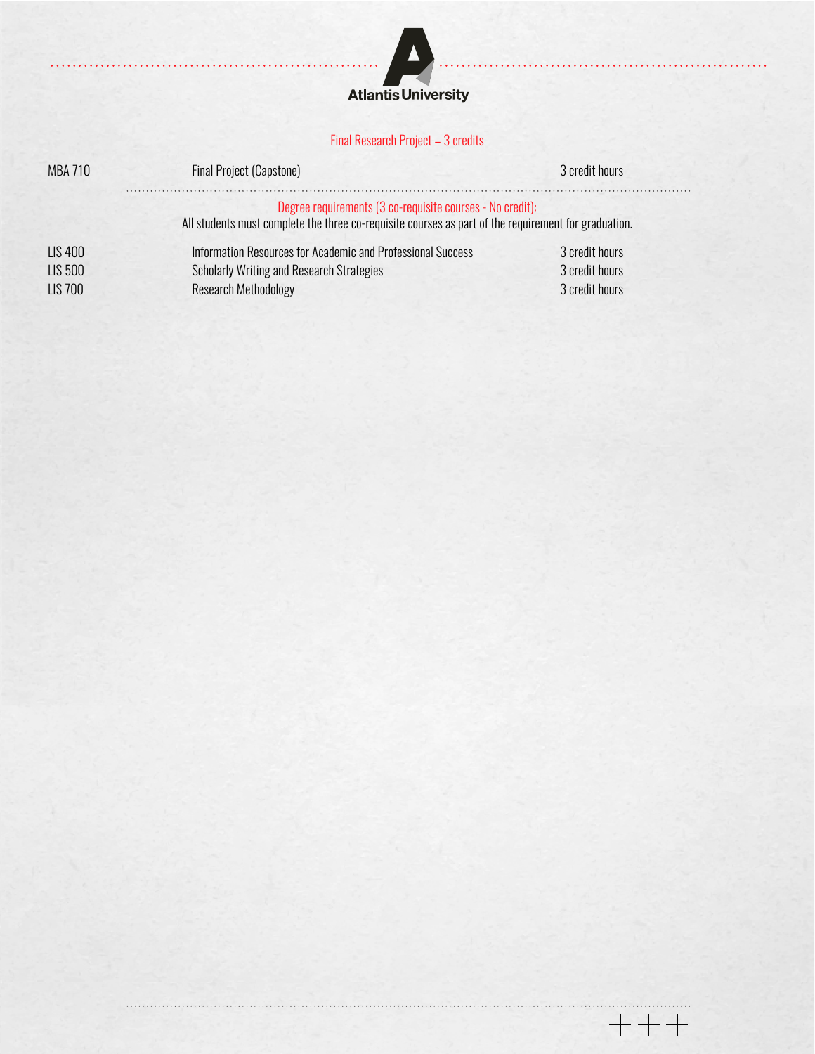### Final Research Project – 3 credits

| | | |
|---|---|---|
| MBA 710 | Final Project (Capstone) | 3 credit hours |

### Degree requirements (3 co-requisite courses - No credit):

All students must complete the three co-requisite courses as part of the requirement for graduation.

| | | |
|---|---|---|
| LIS 400 | Information Resources for Academic and Professional Success | 3 credit hours |
| LIS 500 | Scholarly Writing and Research Strategies | 3 credit hours |
| LIS 700 | Research Methodology | 3 credit hours |